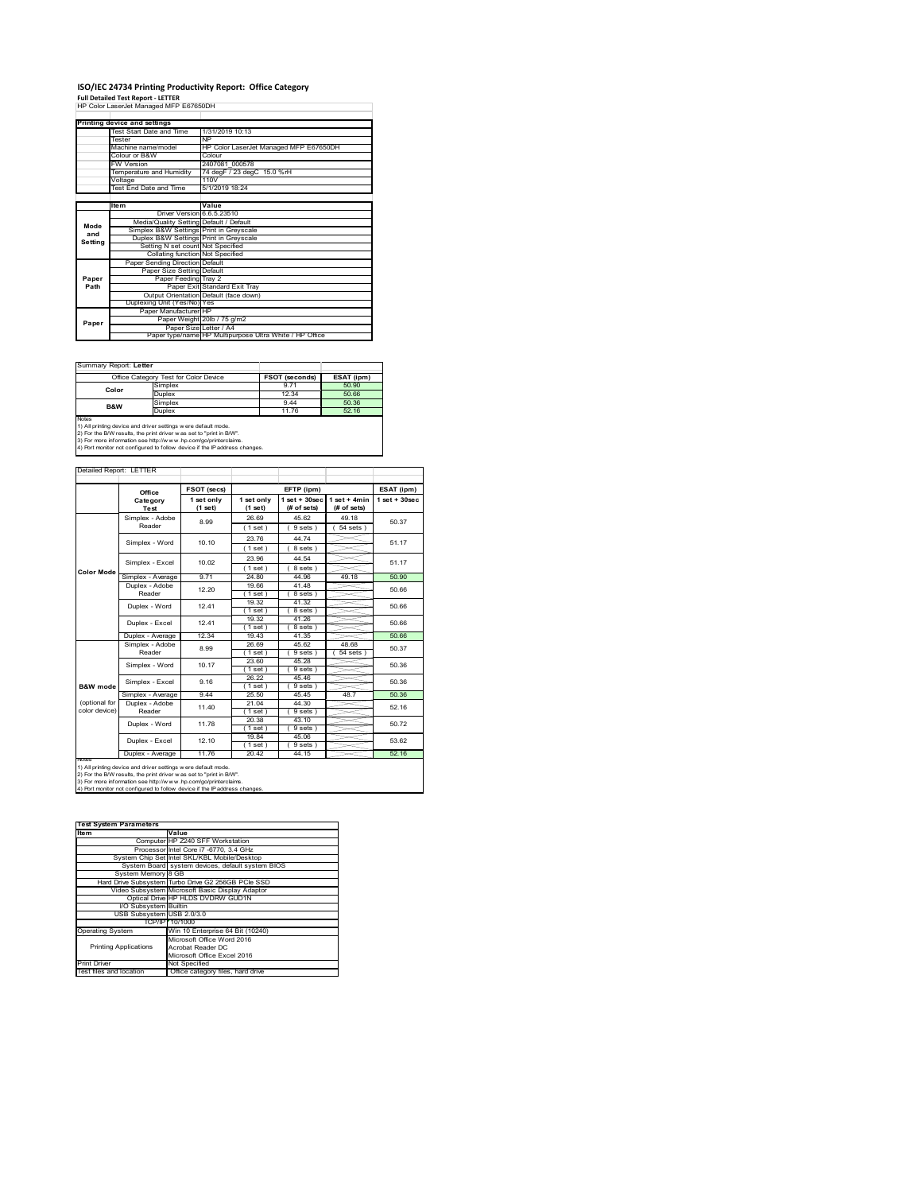# ISO/IEC 24734 Printing Productivity Report: Office Category

**Full Detailed Test Report - LETTER**

HP Color LaserJet Managed MFP E67650DH

| Printing device and settings | |
|---|---|
| Test Start Date and Time | 1/31/2019 10:13 |
| Tester | NP |
| Machine name/model | HP Color LaserJet Managed MFP E67650DH |
| Colour or B&W | Colour |
| FW Version | 2407081_000578 |
| Temperature and Humidity | 74 degF / 23 degC 15.0 %rH |
| Voltage | 110V |
| Test End Date and Time | 5/1/2019 18:24 |

| | Item | Value |
|---|---|---|
| Mode and Setting | Driver Version | 6.6.5.23510 |
| | Media/Quality Setting | Default / Default |
| | Simplex B&W Settings | Print in Greyscale |
| | Duplex B&W Settings | Print in Greyscale |
| | Setting N set count | Not Specified |
| | Collating function | Not Specified |
| Paper Path | Paper Sending Direction | Default |
| | Paper Size Setting | Default |
| | Paper Feeding | Tray 2 |
| | Paper Exit | Standard Exit Tray |
| | Output Orientation | Default (face down) |
| | Duplexing Unit (Yes/No) | Yes |
| Paper | Paper Manufacturer | HP |
| | Paper Weight | 20lb / 75 g/m2 |
| | Paper Size | Letter / A4 |
| | Paper type/name | HP Multipurpose Ultra White / HP Office |

Summary Report: **Letter**

| Office Category Test for Color Device | | FSOT (seconds) | ESAT (ipm) |
|---|---|---|---|
| Color | Simplex | 9.71 | 50.90 |
| | Duplex | 12.34 | 50.66 |
| B&W | Simplex | 9.44 | 50.36 |
| | Duplex | 11.76 | 52.16 |

Notes
1) All printing device and driver settings were default mode.
2) For the B/W results, the print driver was set to "print in B/W".
3) For more information see http://www.hp.com/go/printerclaims.
4) Port monitor not configured to follow device if the IP address changes.

Detailed Report: LETTER

| | Office Category Test | FSOT (secs) 1 set only (1 set) | EFTP (ipm) 1 set only (1 set) | EFTP (ipm) 1 set + 30sec (# of sets) | EFTP (ipm) 1 set + 4min (# of sets) | ESAT (ipm) 1 set + 30sec |
|---|---|---|---|---|---|---|
| Color Mode | Simplex - Adobe Reader | 8.99 | 26.69 (1 set) | 45.62 (9 sets) | 49.18 (54 sets) | 50.37 |
| | Simplex - Word | 10.10 | 23.76 (1 set) | 44.74 (8 sets) | | 51.17 |
| | Simplex - Excel | 10.02 | 23.96 (1 set) | 44.54 (8 sets) | | 51.17 |
| | Simplex - Average | 9.71 | 24.80 | 44.96 | 49.18 | 50.90 |
| | Duplex - Adobe Reader | 12.20 | 19.66 (1 set) | 41.48 (8 sets) | | 50.66 |
| | Duplex - Word | 12.41 | 19.32 (1 set) | 41.32 (8 sets) | | 50.66 |
| | Duplex - Excel | 12.41 | 19.32 (1 set) | 41.26 (8 sets) | | 50.66 |
| | Duplex - Average | 12.34 | 19.43 | 41.35 | | 50.66 |
| B&W mode (optional for color device) | Simplex - Adobe Reader | 8.99 | 26.69 (1 set) | 45.62 (9 sets) | 48.68 (54 sets) | 50.37 |
| | Simplex - Word | 10.17 | 23.60 (1 set) | 45.28 (9 sets) | | 50.36 |
| | Simplex - Excel | 9.16 | 26.22 (1 set) | 45.46 (9 sets) | | 50.36 |
| | Simplex - Average | 9.44 | 25.50 | 45.45 | 48.7 | 50.36 |
| | Duplex - Adobe Reader | 11.40 | 21.04 (1 set) | 44.30 (9 sets) | | 52.16 |
| | Duplex - Word | 11.78 | 20.38 (1 set) | 43.10 (9 sets) | | 50.72 |
| | Duplex - Excel | 12.10 | 19.84 (1 set) | 45.06 (9 sets) | | 53.62 |
| | Duplex - Average | 11.76 | 20.42 | 44.15 | | 52.16 |

Notes
1) All printing device and driver settings were default mode.
2) For the B/W results, the print driver was set to "print in B/W".
3) For more information see http://www.hp.com/go/printerclaims.
4) Port monitor not configured to follow device if the IP address changes.

| Test System Parameters | |
|---|---|
| **Item** | **Value** |
| Computer | HP Z240 SFF Workstation |
| Processor | Intel Core i7 -6770, 3.4 GHz |
| System Chip Set | Intel SKL/KBL Mobile/Desktop |
| System Board | system devices, default system BIOS |
| System Memory | 8 GB |
| Hard Drive Subsystem | Turbo Drive G2 256GB PCIe SSD |
| Video Subsystem | Microsoft Basic Display Adaptor |
| Optical Drive | HP HLDS DVDRW GUD1N |
| I/O Subsystem | Builtin |
| USB Subsystem | USB 2.0/3.0 |
| TCP/IP | 10/1000 |
| Operating System | Win 10 Enterprise 64 Bit (10240) |
| Printing Applications | Microsoft Office Word 2016<br>Acrobat Reader DC<br>Microsoft Office Excel 2016 |
| Print Driver | Not Specified |
| Test files and location | Office category files, hard drive |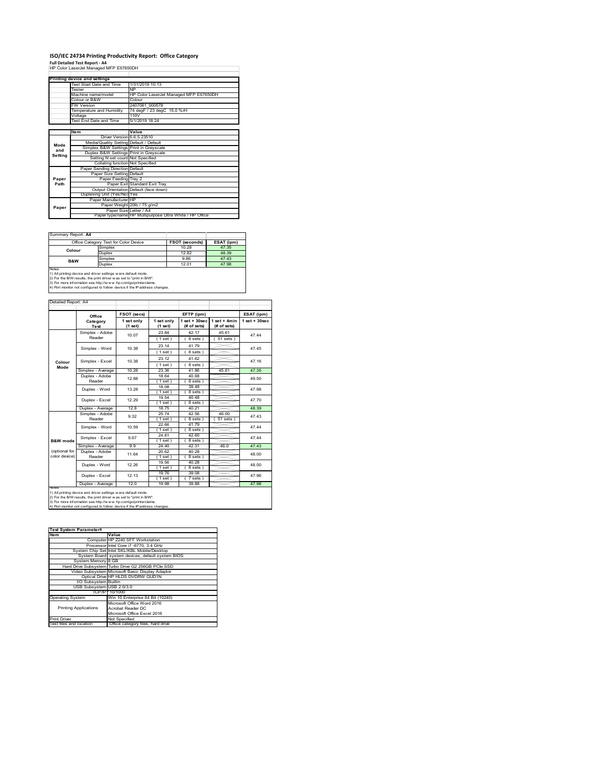# ISO/IEC 24734 Printing Productivity Report: Office Category

**Full Detailed Test Report - A4**

HP Color LaserJet Managed MFP E67650DH

| Printing device and settings | |
|---|---|
| Test Start Date and Time | 1/31/2019 10:13 |
| Tester | NP |
| Machine name/model | HP Color LaserJet Managed MFP E67650DH |
| Colour or B&W | Colour |
| FW Version | 2407081_000578 |
| Temperature and Humidity | 74 degF / 23 degC 15.0 %rH |
| Voltage | 110V |
| Test End Date and Time | 5/1/2019 18:24 |

| | Item | Value |
|---|---|---|
| Mode and Setting | Driver Version | 6.6.5.23510 |
| | Media/Quality Setting | Default / Default |
| | Simplex B&W Settings | Print in Greyscale |
| | Duplex B&W Settings | Print in Greyscale |
| | Setting N set count | Not Specified |
| | Collating function | Not Specified |
| Paper Path | Paper Sending Direction | Default |
| | Paper Size Setting | Default |
| | Paper Feeding | Tray 2 |
| | Paper Exit | Standard Exit Tray |
| | Output Orientation | Default (face down) |
| | Duplexing Unit (Yes/No) | Yes |
| Paper | Paper Manufacturer | HP |
| | Paper Weight | 20lb / 75 g/m2 |
| | Paper Size | Letter / A4 |
| | Paper type/name | HP Multipurpose Ultra White / HP Office |

Summary Report: **A4**

| Office Category Test for Color Device | | FSOT (seconds) | ESAT (ipm) |
|---|---|---|---|
| Colour | Simplex | 10.28 | 47.35 |
| | Duplex | 12.82 | 48.39 |
| B&W | Simplex | 9.86 | 47.43 |
| | Duplex | 12.01 | 47.98 |

Notes
1) All printing device and driver settings were default mode.
2) For the B/W results, the print driver was set to "print in B/W".
3) For more information see http://www.hp.com/go/printerclaims.
4) Port monitor not configured to follow device if the IP address changes.

Detailed Report: A4

| | Office Category Test | FSOT (secs) 1 set only (1 set) | EFTP (ipm) 1 set only (1 set) | EFTP (ipm) 1 set + 30sec (# of sets) | EFTP (ipm) 1 set + 4min (# of sets) | ESAT (ipm) 1 set + 30sec |
|---|---|---|---|---|---|---|
| Colour Mode | Simplex - Adobe Reader | 10.07 | 23.84 (1 set) | 42.17 (8 sets) | 45.61 (51 sets) | 47.44 |
| | Simplex - Word | 10.38 | 23.14 (1 set) | 41.79 (8 sets) | | 47.45 |
| | Simplex - Excel | 10.38 | 23.12 (1 set) | 41.62 (8 sets) | | 47.16 |
| | Simplex - Average | 10.28 | 23.36 | 41.86 | 45.61 | 47.35 |
| | Duplex - Adobe Reader | 12.88 | 18.64 (1 set) | 40.68 (8 sets) | | 49.50 |
| | Duplex - Word | 13.28 | 18.08 (1 set) | 39.48 (8 sets) | | 47.98 |
| | Duplex - Excel | 12.29 | 19.54 (1 set) | 40.48 (8 sets) | | 47.70 |
| | Duplex - Average | 12.8 | 18.75 | 40.21 | | 48.39 |
| B&W mode (optional for color device) | Simplex - Adobe Reader | 9.32 | 25.74 (1 set) | 42.56 (8 sets) | 46.00 (51 sets) | 47.43 |
| | Simplex - Word | 10.59 | 22.66 (1 set) | 41.79 (8 sets) | | 47.44 |
| | Simplex - Excel | 9.67 | 24.81 (1 set) | 42.60 (8 sets) | | 47.44 |
| | Simplex - Average | 9.9 | 24.40 | 42.31 | 46.0 | 47.43 |
| | Duplex - Adobe Reader | 11.64 | 20.62 (1 set) | 40.28 (8 sets) | | 48.00 |
| | Duplex - Word | 12.26 | 19.56 (1 set) | 40.28 (8 sets) | | 48.00 |
| | Duplex - Excel | 12.13 | 19.76 (1 set) | 39.08 (7 sets) | | 47.96 |
| | Duplex - Average | 12.0 | 19.98 | 39.88 | | 47.98 |

Notes
1) All printing device and driver settings were default mode.
2) For the B/W results, the print driver was set to "print in B/W".
3) For more information see http://www.hp.com/go/printerclaims.
4) Port monitor not configured to follow device if the IP address changes.

| Test System Parameters | |
|---|---|
| Item | Value |
| Computer | HP Z240 SFF Workstation |
| Processor | Intel Core i7 -6770, 3.4 GHz |
| System Chip Set | Intel SKL/KBL Mobile/Desktop |
| System Board | system devices, default system BIOS |
| System Memory | 8 GB |
| Hard Drive Subsystem | Turbo Drive G2 256GB PCIe SSD |
| Video Subsystem | Microsoft Basic Display Adaptor |
| Optical Drive | HP HLDS DVDRW GUD1N |
| I/O Subsystem | Builtin |
| USB Subsystem | USB 2.0/3.0 |
| TCP/IP | 10/1000 |
| Operating System | Win 10 Enterprise 64 Bit (10240) |
| Printing Applications | Microsoft Office Word 2016<br>Acrobat Reader DC<br>Microsoft Office Excel 2016 |
| Print Driver | Not Specified |
| Test files and location | Office category files, hard drive |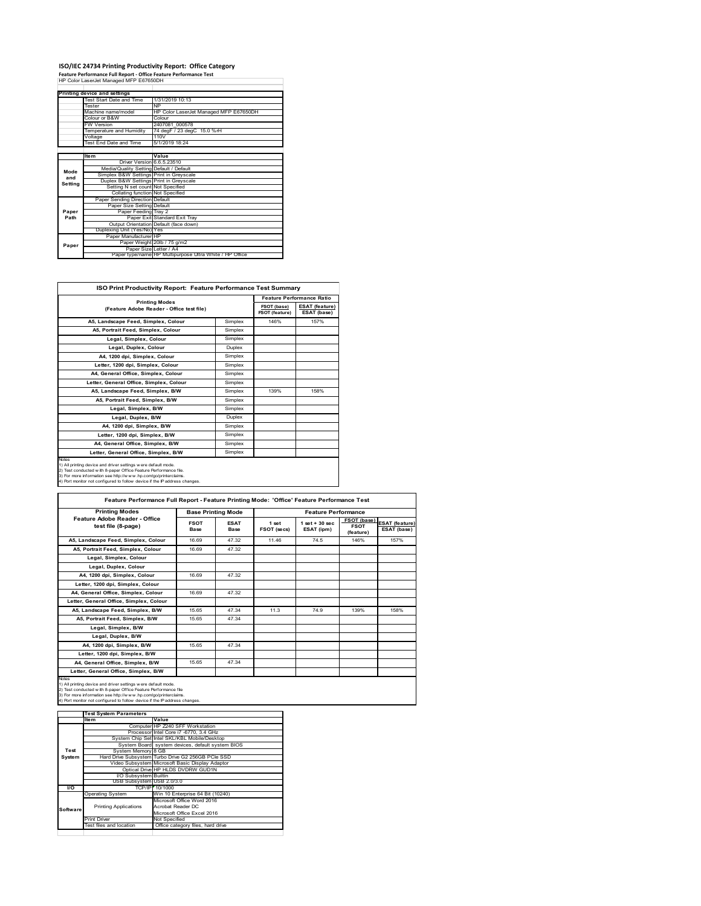# ISO/IEC 24734 Printing Productivity Report: Office Category

**Feature Performance Full Report - Office Feature Performance Test**

HP Color LaserJet Managed MFP E67650DH

| | Printing device and settings | |
|---|---|---|
| | Test Start Date and Time | 1/31/2019 10:13 |
| | Tester | NP |
| | Machine name/model | HP Color LaserJet Managed MFP E67650DH |
| | Colour or B&W | Colour |
| | FW Version | 2407081_000578 |
| | Temperature and Humidity | 74 degF / 23 degC 15.0 %rH |
| | Voltage | 110V |
| | Test End Date and Time | 5/1/2019 18:24 |

| | Item | Value |
|---|---|---|
| Mode and Setting | Driver Version | 6.6.5.23510 |
| | Media/Quality Setting | Default / Default |
| | Simplex B&W Settings | Print in Greyscale |
| | Duplex B&W Settings | Print in Greyscale |
| | Setting N set count | Not Specified |
| | Collating function | Not Specified |
| Paper Path | Paper Sending Direction | Default |
| | Paper Size Setting | Default |
| | Paper Feeding | Tray 2 |
| | Paper Exit | Standard Exit Tray |
| | Output Orientation | Default (face down) |
| | Duplexing Unit (Yes/No) | Yes |
| Paper | Paper Manufacturer | HP |
| | Paper Weight | 20lb / 75 g/m2 |
| | Paper Size | Letter / A4 |
| | Paper type/name | HP Multipurpose Ultra White / HP Office |

## ISO Print Productivity Report: Feature Performance Test Summary

| Printing Modes (Feature Adobe Reader - Office test file) | | Feature Performance Ratio | |
|---|---|---|---|
| | | FSOT (base) / FSOT (feature) | ESAT (feature) / ESAT (base) |
| A5, Landscape Feed, Simplex, Colour | Simplex | 146% | 157% |
| A5, Portrait Feed, Simplex, Colour | Simplex | | |
| Legal, Simplex, Colour | Simplex | | |
| Legal, Duplex, Colour | Duplex | | |
| A4, 1200 dpi, Simplex, Colour | Simplex | | |
| Letter, 1200 dpi, Simplex, Colour | Simplex | | |
| A4, General Office, Simplex, Colour | Simplex | | |
| Letter, General Office, Simplex, Colour | Simplex | | |
| A5, Landscape Feed, Simplex, B/W | Simplex | 139% | 158% |
| A5, Portrait Feed, Simplex, B/W | Simplex | | |
| Legal, Simplex, B/W | Simplex | | |
| Legal, Duplex, B/W | Duplex | | |
| A4, 1200 dpi, Simplex, B/W | Simplex | | |
| Letter, 1200 dpi, Simplex, B/W | Simplex | | |
| A4, General Office, Simplex, B/W | Simplex | | |
| Letter, General Office, Simplex, B/W | Simplex | | |

Notes
1) All printing device and driver settings were default mode.
2) Test conducted with 8-paper Office Feature Performance file.
3) For more information see http://www.hp.com/go/printerclaims.
4) Port monitor not configured to follow device if the IP address changes.

## Feature Performance Full Report - Feature Printing Mode: 'Office' Feature Performance Test

| Printing Modes Feature Adobe Reader - Office test file (8-page) | Base Printing Mode | | Feature Performance | | | |
|---|---|---|---|---|---|---|
| | FSOT Base | ESAT Base | 1 set FSOT (secs) | 1 set + 30 sec ESAT (ipm) | FSOT (base) / FSOT (feature) | ESAT (feature) / ESAT (base) |
| A5, Landscape Feed, Simplex, Colour | 16.69 | 47.32 | 11.46 | 74.5 | 146% | 157% |
| A5, Portrait Feed, Simplex, Colour | 16.69 | 47.32 | | | | |
| Legal, Simplex, Colour | | | | | | |
| Legal, Duplex, Colour | | | | | | |
| A4, 1200 dpi, Simplex, Colour | 16.69 | 47.32 | | | | |
| Letter, 1200 dpi, Simplex, Colour | | | | | | |
| A4, General Office, Simplex, Colour | 16.69 | 47.32 | | | | |
| Letter, General Office, Simplex, Colour | | | | | | |
| A5, Landscape Feed, Simplex, B/W | 15.65 | 47.34 | 11.3 | 74.9 | 139% | 158% |
| A5, Portrait Feed, Simplex, B/W | 15.65 | 47.34 | | | | |
| Legal, Simplex, B/W | | | | | | |
| Legal, Duplex, B/W | | | | | | |
| A4, 1200 dpi, Simplex, B/W | 15.65 | 47.34 | | | | |
| Letter, 1200 dpi, Simplex, B/W | | | | | | |
| A4, General Office, Simplex, B/W | 15.65 | 47.34 | | | | |
| Letter, General Office, Simplex, B/W | | | | | | |

Notes
1) All printing device and driver settings were default mode.
2) Test conducted with 8-paper Office Feature Performance file
3) For more information see http://www.hp.com/go/printerclaims.
4) Port monitor not configured to follow device if the IP address changes.

| | Test System Parameters | |
|---|---|---|
| | Item | Value |
| Test System | Computer | HP Z240 SFF Workstation |
| | Processor | Intel Core i7 -6770, 3.4 GHz |
| | System Chip Set | Intel SKL/KBL Mobile/Desktop |
| | System Board | system devices, default system BIOS |
| | System Memory | 8 GB |
| | Hard Drive Subsystem | Turbo Drive G2 256GB PCIe SSD |
| | Video Subsystem | Microsoft Basic Display Adaptor |
| | Optical Drive | HP HLDS DVDRW GUD1N |
| | I/O Subsystem | Builtin |
| | USB Subsystem | USB 2.0/3.0 |
| I/O | TCP/IP | 10/1000 |
| Software | Operating System | Win 10 Enterprise 64 Bit (10240) |
| | Printing Applications | Microsoft Office Word 2016<br>Acrobat Reader DC<br>Microsoft Office Excel 2016 |
| | Print Driver | Not Specified |
| | Test files and location | Office category files, hard drive |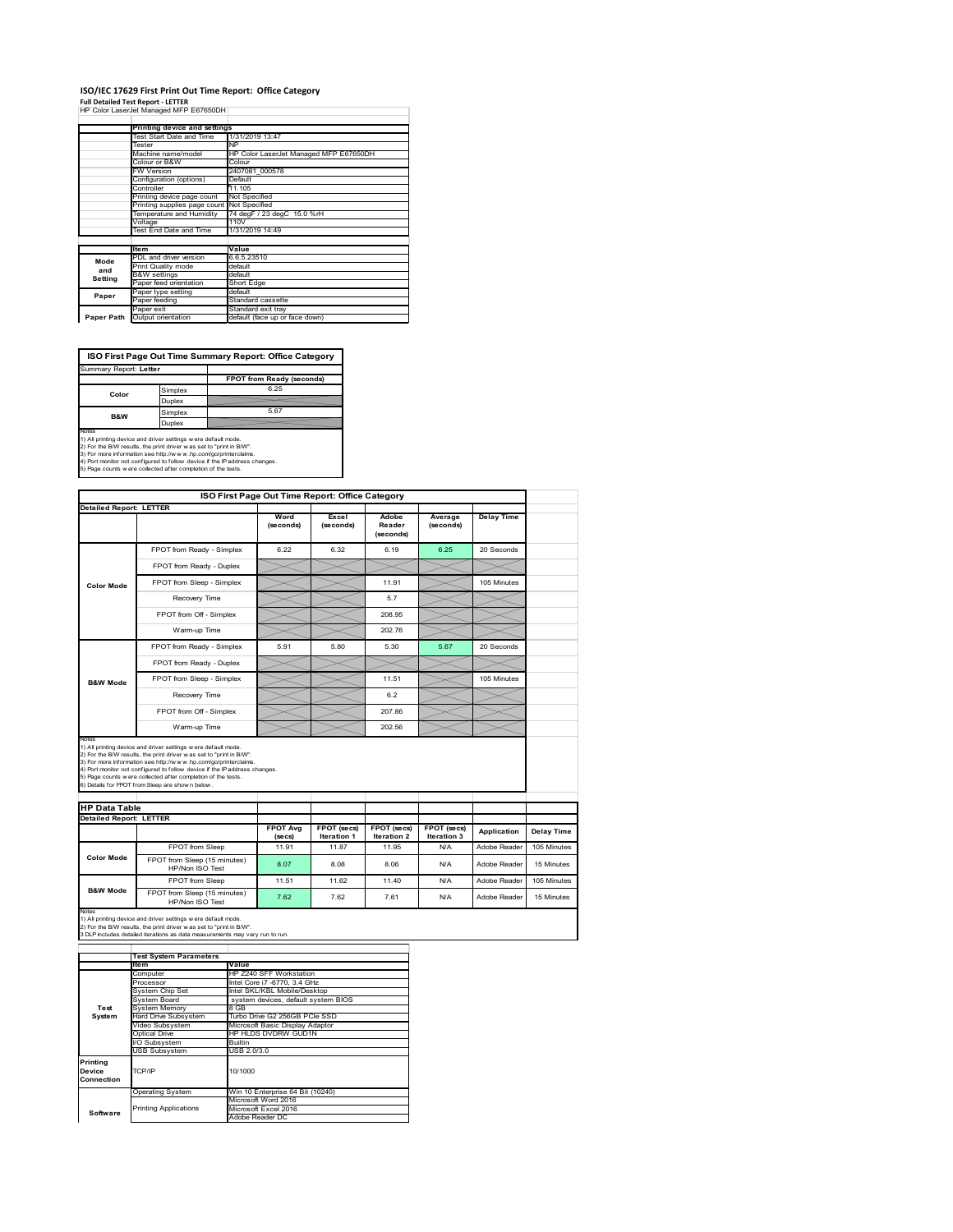# ISO/IEC 17629 First Print Out Time Report: Office Category

**Full Detailed Test Report - LETTER**

HP Color LaserJet Managed MFP E67650DH

| | Printing device and settings | |
|---|---|---|
| | Test Start Date and Time | 1/31/2019 13:47 |
| | Tester | NP |
| | Machine name/model | HP Color LaserJet Managed MFP E67650DH |
| | Colour or B&W | Colour |
| | FW Version | 2407081_000578 |
| | Configuration (options) | Default |
| | Controller | 11.105 |
| | Printing device page count | Not Specified |
| | Printing supplies page count | Not Specified |
| | Temperature and Humidity | 74 degF / 23 degC 15.0 %rH |
| | Voltage | 110V |
| | Test End Date and Time | 1/31/2019 14:49 |

| | Item | Value |
|---|---|---|
| Mode and Setting | PDL and driver version | 6.6.5.23510 |
| | Print Quality mode | default |
| | B&W settings | default |
| | Paper feed orientation | Short Edge |
| Paper | Paper type setting | default |
| | Paper feeding | Standard cassette |
| | Paper exit | Standard exit tray |
| Paper Path | Output orientation | default (face up or face down) |

## ISO First Page Out Time Summary Report: Office Category

Summary Report: **Letter**

| | | FPOT from Ready (seconds) |
|---|---|---|
| Color | Simplex | 6.25 |
| | Duplex | |
| B&W | Simplex | 5.67 |
| | Duplex | |

Notes
1) All printing device and driver settings were default mode.
2) For the B/W results, the print driver was set to "print in B/W".
3) For more information see http://www.hp.com/go/printerclaims.
4) Port monitor not configured to follow device if the IP address changes.
5) Page counts were collected after completion of the tests.

## ISO First Page Out Time Report: Office Category

**Detailed Report: LETTER**

| | | Word (seconds) | Excel (seconds) | Adobe Reader (seconds) | Average (seconds) | Delay Time |
|---|---|---|---|---|---|---|
| Color Mode | FPOT from Ready - Simplex | 6.22 | 6.32 | 6.19 | 6.25 | 20 Seconds |
| | FPOT from Ready - Duplex | | | | | |
| | FPOT from Sleep - Simplex | | | 11.91 | | 105 Minutes |
| | Recovery Time | | | 5.7 | | |
| | FPOT from Off - Simplex | | | 208.95 | | |
| | Warm-up Time | | | 202.76 | | |
| B&W Mode | FPOT from Ready - Simplex | 5.91 | 5.80 | 5.30 | 5.67 | 20 Seconds |
| | FPOT from Ready - Duplex | | | | | |
| | FPOT from Sleep - Simplex | | | 11.51 | | 105 Minutes |
| | Recovery Time | | | 6.2 | | |
| | FPOT from Off - Simplex | | | 207.86 | | |
| | Warm-up Time | | | 202.56 | | |

Notes
1) All printing device and driver settings were default mode.
2) For the B/W results, the print driver was set to "print in B/W".
3) For more information see http://www.hp.com/go/printerclaims.
4) Port monitor not configured to follow device if the IP address changes.
5) Page counts were collected after completion of the tests.
6) Details for FPOT from Sleep are shown below.

## HP Data Table

**Detailed Report: LETTER**

| | | FPOT Avg (secs) | FPOT (secs) Iteration 1 | FPOT (secs) Iteration 2 | FPOT (secs) Iteration 3 | Application | Delay Time |
|---|---|---|---|---|---|---|---|
| Color Mode | FPOT from Sleep | 11.91 | 11.87 | 11.95 | N/A | Adobe Reader | 105 Minutes |
| | FPOT from Sleep (15 minutes) HP/Non ISO Test | 8.07 | 8.08 | 8.06 | N/A | Adobe Reader | 15 Minutes |
| B&W Mode | FPOT from Sleep | 11.51 | 11.62 | 11.40 | N/A | Adobe Reader | 105 Minutes |
| | FPOT from Sleep (15 minutes) HP/Non ISO Test | 7.62 | 7.62 | 7.61 | N/A | Adobe Reader | 15 Minutes |

Notes
1) All printing device and driver settings were default mode.
2) For the B/W results, the print driver was set to "print in B/W".
3 DLP includes detailed iterations as data measurements may vary run to run.

| | Test System Parameters | |
|---|---|---|
| | Item | Value |
| Test System | Computer | HP Z240 SFF Workstation |
| | Processor | Intel Core i7 -6770, 3.4 GHz |
| | System Chip Set | Intel SKL/KBL Mobile/Desktop |
| | System Board | system devices, default system BIOS |
| | System Memory | 8 GB |
| | Hard Drive Subsystem | Turbo Drive G2 256GB PCIe SSD |
| | Video Subsystem | Microsoft Basic Display Adaptor |
| | Optical Drive | HP HLDS DVDRW GUD1N |
| | I/O Subsystem | Builtin |
| | USB Subsystem | USB 2.0/3.0 |
| Printing Device Connection | TCP/IP | 10/1000 |
| Software | Operating System | Win 10 Enterprise 64 Bit (10240) |
| | Printing Applications | Microsoft Word 2016<br>Microsoft Excel 2016<br>Adobe Reader DC |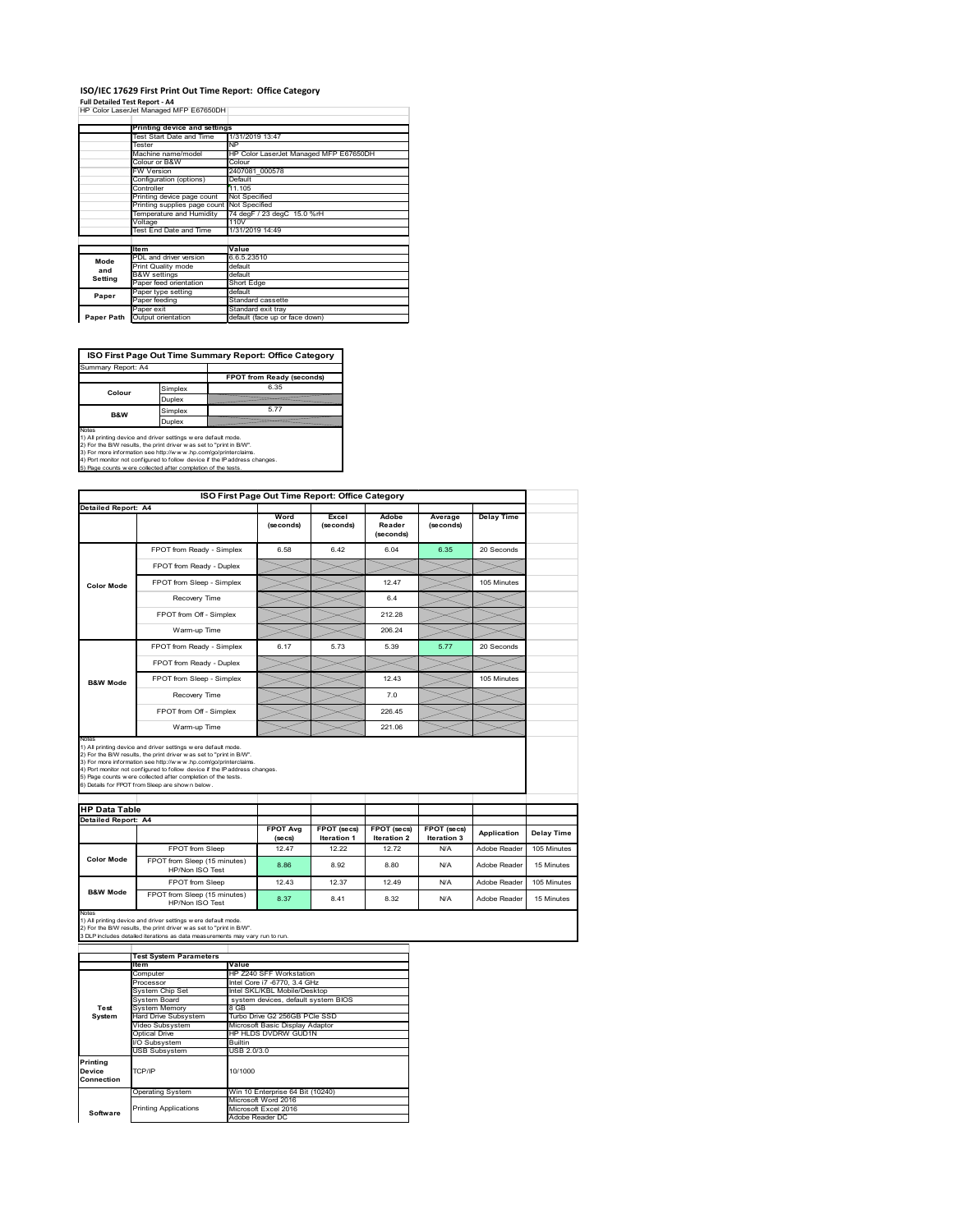# ISO/IEC 17629 First Print Out Time Report: Office Category

**Full Detailed Test Report ‑ A4**

HP Color LaserJet Managed MFP E67650DH

| | Printing device and settings | |
|---|---|---|
| | Test Start Date and Time | 1/31/2019 13:47 |
| | Tester | NP |
| | Machine name/model | HP Color LaserJet Managed MFP E67650DH |
| | Colour or B&W | Colour |
| | FW Version | 2407081_000578 |
| | Configuration (options) | Default |
| | Controller | 11.105 |
| | Printing device page count | Not Specified |
| | Printing supplies page count | Not Specified |
| | Temperature and Humidity | 74 degF / 23 degC 15.0 %rH |
| | Voltage | 110V |
| | Test End Date and Time | 1/31/2019 14:49 |

| | Item | Value |
|---|---|---|
| Mode and Setting | PDL and driver version | 6.6.5.23510 |
| | Print Quality mode | default |
| | B&W settings | default |
| | Paper feed orientation | Short Edge |
| Paper | Paper type setting | default |
| | Paper feeding | Standard cassette |
| | Paper exit | Standard exit tray |
| Paper Path | Output orientation | default (face up or face down) |

**ISO First Page Out Time Summary Report: Office Category**

Summary Report: A4

| | | FPOT from Ready (seconds) |
|---|---|---|
| Colour | Simplex | 6.35 |
| | Duplex | |
| B&W | Simplex | 5.77 |
| | Duplex | |

Notes
1) All printing device and driver settings were default mode.
2) For the B/W results, the print driver was set to "print in B/W".
3) For more information see http://www.hp.com/go/printerclaims.
4) Port monitor not configured to follow device if the IP address changes.
5) Page counts were collected after completion of the tests.

**ISO First Page Out Time Report: Office Category**

Detailed Report: A4

| | | Word (seconds) | Excel (seconds) | Adobe Reader (seconds) | Average (seconds) | Delay Time |
|---|---|---|---|---|---|---|
| Color Mode | FPOT from Ready - Simplex | 6.58 | 6.42 | 6.04 | 6.35 | 20 Seconds |
| | FPOT from Ready - Duplex | | | | | |
| | FPOT from Sleep - Simplex | | | 12.47 | | 105 Minutes |
| | Recovery Time | | | 6.4 | | |
| | FPOT from Off - Simplex | | | 212.28 | | |
| | Warm-up Time | | | 206.24 | | |
| B&W Mode | FPOT from Ready - Simplex | 6.17 | 5.73 | 5.39 | 5.77 | 20 Seconds |
| | FPOT from Ready - Duplex | | | | | |
| | FPOT from Sleep - Simplex | | | 12.43 | | 105 Minutes |
| | Recovery Time | | | 7.0 | | |
| | FPOT from Off - Simplex | | | 226.45 | | |
| | Warm-up Time | | | 221.06 | | |

Notes
1) All printing device and driver settings were default mode.
2) For the B/W results, the print driver was set to "print in B/W".
3) For more information see http://www.hp.com/go/printerclaims.
4) Port monitor not configured to follow device if the IP address changes.
5) Page counts were collected after completion of the tests.
6) Details for FPOT from Sleep are shown below.

**HP Data Table**

Detailed Report: A4

| | | FPOT Avg (secs) | FPOT (secs) Iteration 1 | FPOT (secs) Iteration 2 | FPOT (secs) Iteration 3 | Application | Delay Time |
|---|---|---|---|---|---|---|---|
| Color Mode | FPOT from Sleep | 12.47 | 12.22 | 12.72 | N/A | Adobe Reader | 105 Minutes |
| | FPOT from Sleep (15 minutes) HP/Non ISO Test | 8.86 | 8.92 | 8.80 | N/A | Adobe Reader | 15 Minutes |
| B&W Mode | FPOT from Sleep | 12.43 | 12.37 | 12.49 | N/A | Adobe Reader | 105 Minutes |
| | FPOT from Sleep (15 minutes) HP/Non ISO Test | 8.37 | 8.41 | 8.32 | N/A | Adobe Reader | 15 Minutes |

Notes
1) All printing device and driver settings were default mode.
2) For the B/W results, the print driver was set to "print in B/W".
3 DLP includes detailed iterations as data measurements may vary run to run.

| | Test System Parameters | |
|---|---|---|
| | Item | Value |
| Test System | Computer | HP Z240 SFF Workstation |
| | Processor | Intel Core i7 -6770, 3.4 GHz |
| | System Chip Set | Intel SKL/KBL Mobile/Desktop |
| | System Board | system devices, default system BIOS |
| | System Memory | 8 GB |
| | Hard Drive Subsystem | Turbo Drive G2 256GB PCIe SSD |
| | Video Subsystem | Microsoft Basic Display Adaptor |
| | Optical Drive | HP HLDS DVDRW GUD1N |
| | I/O Subsystem | Builtin |
| | USB Subsystem | USB 2.0/3.0 |
| Printing Device Connection | TCP/IP | 10/1000 |
| Software | Operating System | Win 10 Enterprise 64 Bit (10240) |
| | Printing Applications | Microsoft Word 2016<br>Microsoft Excel 2016<br>Adobe Reader DC |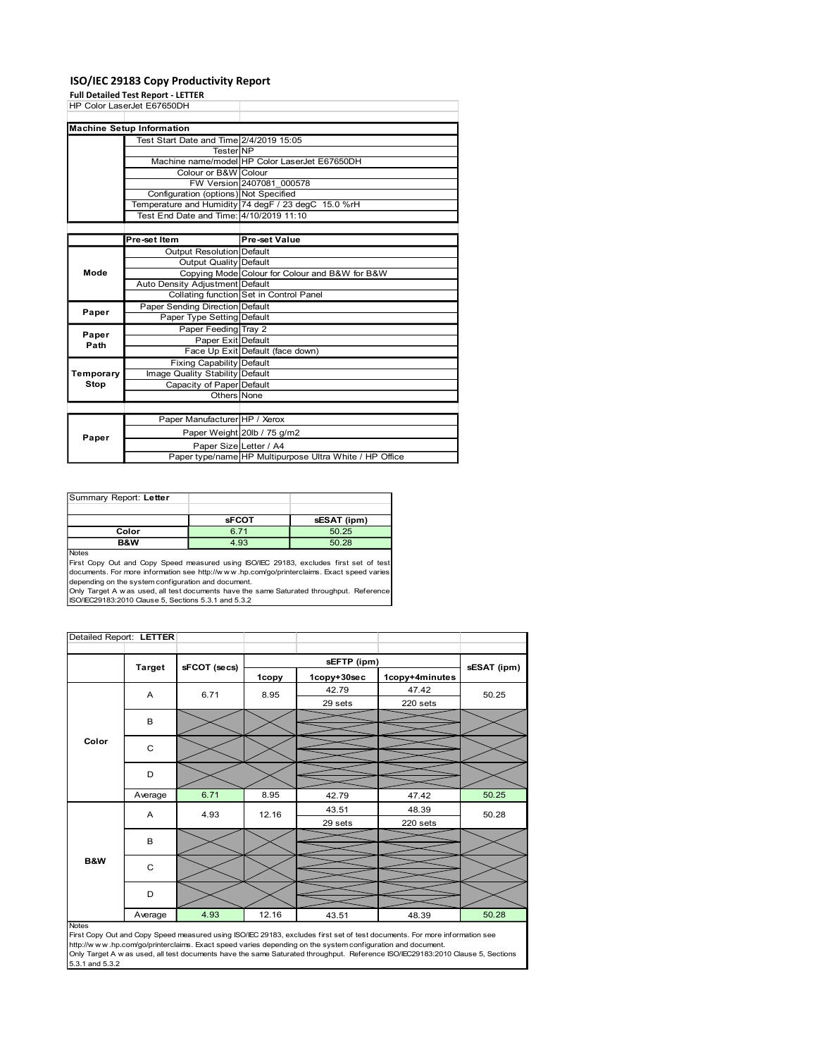# ISO/IEC 29183 Copy Productivity Report

**Full Detailed Test Report - LETTER**

HP Color LaserJet E67650DH

| Machine Setup Information | | |
|---|---|---|
| | Test Start Date and Time | 2/4/2019 15:05 |
| | Tester | NP |
| | Machine name/model | HP Color LaserJet E67650DH |
| | Colour or B&W | Colour |
| | FW Version | 2407081_000578 |
| | Configuration (options) | Not Specified |
| | Temperature and Humidity | 74 degF / 23 degC 15.0 %rH |
| | Test End Date and Time: | 4/10/2019 11:10 |

| | Pre-set Item | Pre-set Value |
|---|---|---|
| Mode | Output Resolution | Default |
| | Output Quality | Default |
| | Copying Mode | Colour for Colour and B&W for B&W |
| | Auto Density Adjustment | Default |
| | Collating function | Set in Control Panel |
| Paper | Paper Sending Direction | Default |
| | Paper Type Setting | Default |
| Paper Path | Paper Feeding | Tray 2 |
| | Paper Exit | Default |
| | Face Up Exit | Default (face down) |
| Temporary Stop | Fixing Capability | Default |
| | Image Quality Stability | Default |
| | Capacity of Paper | Default |
| | Others | None |
| Paper | Paper Manufacturer | HP / Xerox |
| | Paper Weight | 20lb / 75 g/m2 |
| | Paper Size | Letter / A4 |
| | Paper type/name | HP Multipurpose Ultra White / HP Office |

Summary Report: **Letter**

| | sFCOT | sESAT (ipm) |
|---|---|---|
| Color | 6.71 | 50.25 |
| B&W | 4.93 | 50.28 |

Notes

First Copy Out and Copy Speed measured using ISO/IEC 29183, excludes first set of test documents. For more information see http://www.hp.com/go/printerclaims. Exact speed varies depending on the system configuration and document.
Only Target A was used, all test documents have the same Saturated throughput. Reference ISO/IEC29183:2010 Clause 5, Sections 5.3.1 and 5.3.2

Detailed Report: **LETTER**

| | Target | sFCOT (secs) | sEFTP (ipm) 1copy | sEFTP (ipm) 1copy+30sec | sEFTP (ipm) 1copy+4minutes | sESAT (ipm) |
|---|---|---|---|---|---|---|
| Color | A | 6.71 | 8.95 | 42.79<br>29 sets | 47.42<br>220 sets | 50.25 |
| | B | | | | | |
| | C | | | | | |
| | D | | | | | |
| | Average | 6.71 | 8.95 | 42.79 | 47.42 | 50.25 |
| B&W | A | 4.93 | 12.16 | 43.51<br>29 sets | 48.39<br>220 sets | 50.28 |
| | B | | | | | |
| | C | | | | | |
| | D | | | | | |
| | Average | 4.93 | 12.16 | 43.51 | 48.39 | 50.28 |

Notes

First Copy Out and Copy Speed measured using ISO/IEC 29183, excludes first set of test documents. For more information see http://www.hp.com/go/printerclaims. Exact speed varies depending on the system configuration and document.
Only Target A was used, all test documents have the same Saturated throughput. Reference ISO/IEC29183:2010 Clause 5, Sections 5.3.1 and 5.3.2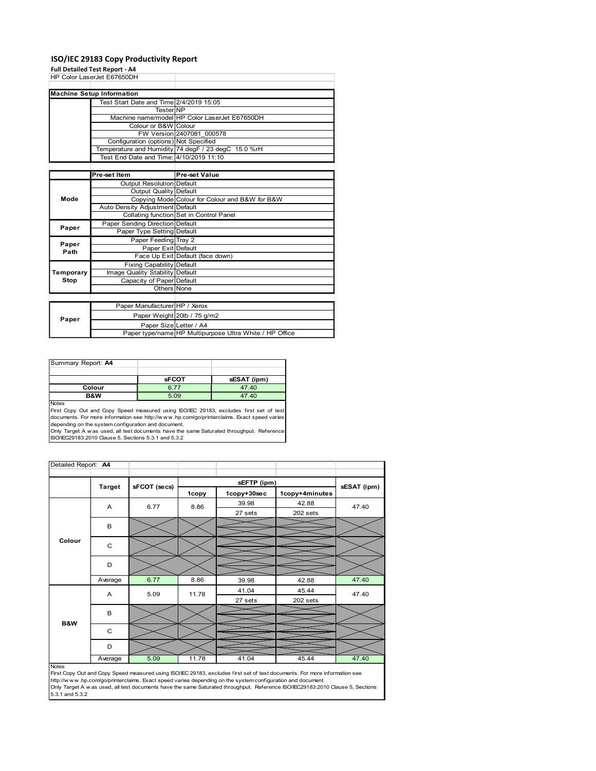# ISO/IEC 29183 Copy Productivity Report

**Full Detailed Test Report - A4**

HP Color LaserJet E67650DH

| Machine Setup Information | | |
|---|---|---|
| | Test Start Date and Time | 2/4/2019 15:05 |
| | Tester | NP |
| | Machine name/model | HP Color LaserJet E67650DH |
| | Colour or B&W | Colour |
| | FW Version | 2407081_000578 |
| | Configuration (options) | Not Specified |
| | Temperature and Humidity | 74 degF / 23 degC 15.0 %rH |
| | Test End Date and Time: | 4/10/2019 11:10 |

| | Pre-set Item | Pre-set Value |
|---|---|---|
| Mode | Output Resolution | Default |
| | Output Quality | Default |
| | Copying Mode | Colour for Colour and B&W for B&W |
| | Auto Density Adjustment | Default |
| | Collating function | Set in Control Panel |
| Paper | Paper Sending Direction | Default |
| | Paper Type Setting | Default |
| Paper Path | Paper Feeding | Tray 2 |
| | Paper Exit | Default |
| | Face Up Exit | Default (face down) |
| Temporary Stop | Fixing Capability | Default |
| | Image Quality Stability | Default |
| | Capacity of Paper | Default |
| | Others | None |
| Paper | Paper Manufacturer | HP / Xerox |
| | Paper Weight | 20lb / 75 g/m2 |
| | Paper Size | Letter / A4 |
| | Paper type/name | HP Multipurpose Ultra White / HP Office |

Summary Report: **A4**

| | sFCOT | sESAT (ipm) |
|---|---|---|
| Colour | 6.77 | 47.40 |
| B&W | 5.09 | 47.40 |

Notes
First Copy Out and Copy Speed measured using ISO/IEC 29183, excludes first set of test documents. For more information see http://www.hp.com/go/printerclaims. Exact speed varies depending on the system configuration and document.
Only Target A was used, all test documents have the same Saturated throughput. Reference ISO/IEC29183:2010 Clause 5, Sections 5.3.1 and 5.3.2

Detailed Report: **A4**

| | Target | sFCOT (secs) | sEFTP (ipm) | | | sESAT (ipm) |
|---|---|---|---|---|---|---|
| | | | 1copy | 1copy+30sec | 1copy+4minutes | |
| Colour | A | 6.77 | 8.86 | 39.98<br>27 sets | 42.88<br>202 sets | 47.40 |
| | B | | | | | |
| | C | | | | | |
| | D | | | | | |
| | Average | 6.77 | 8.86 | 39.98 | 42.88 | 47.40 |
| B&W | A | 5.09 | 11.78 | 41.04<br>27 sets | 45.44<br>202 sets | 47.40 |
| | B | | | | | |
| | C | | | | | |
| | D | | | | | |
| | Average | 5.09 | 11.78 | 41.04 | 45.44 | 47.40 |

Notes
First Copy Out and Copy Speed measured using ISO/IEC 29183, excludes first set of test documents. For more information see http://www.hp.com/go/printerclaims. Exact speed varies depending on the system configuration and document.
Only Target A was used, all test documents have the same Saturated throughput. Reference ISO/IEC29183:2010 Clause 5, Sections 5.3.1 and 5.3.2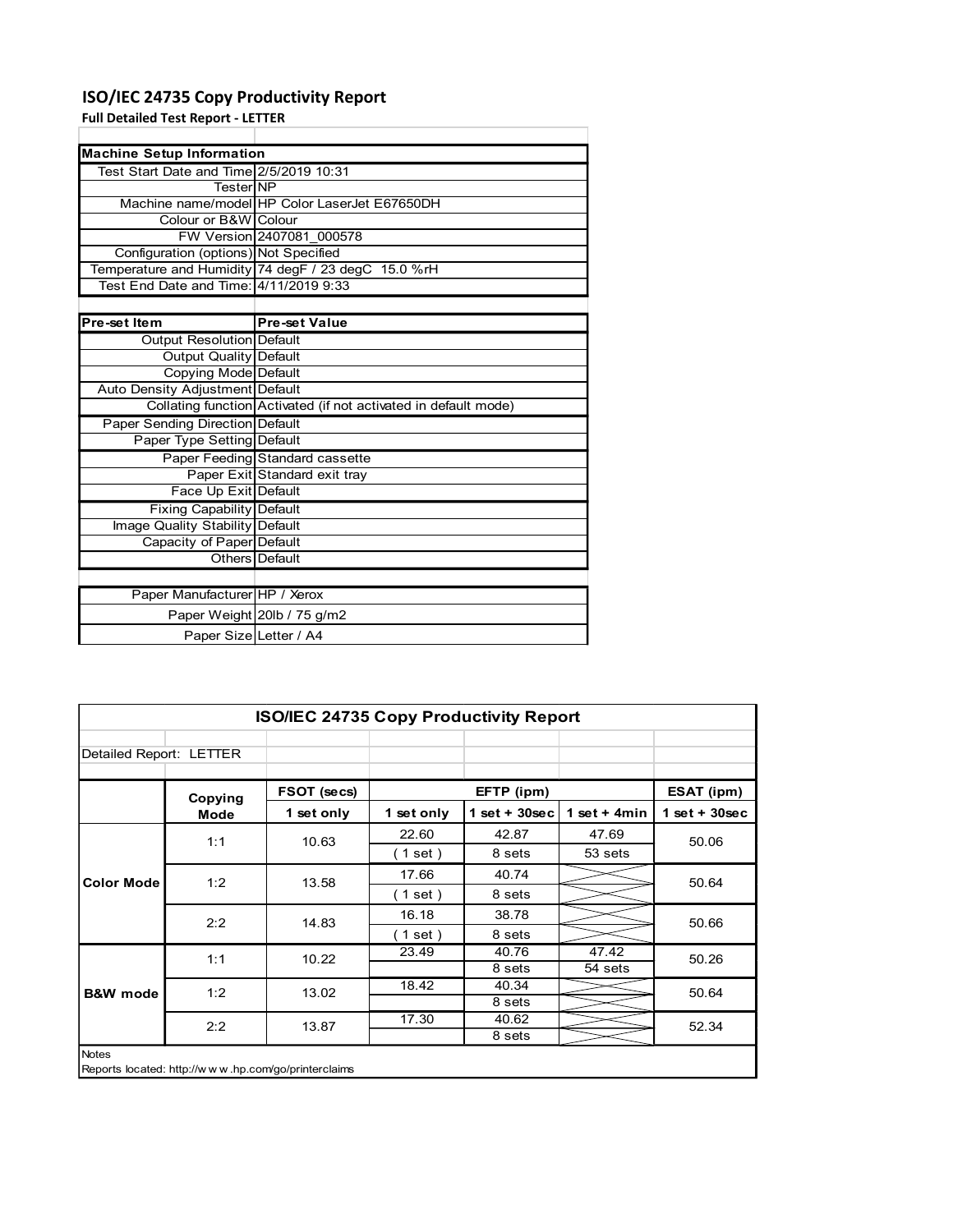# ISO/IEC 24735 Copy Productivity Report

**Full Detailed Test Report - LETTER**

| Machine Setup Information | |
|---|---|
| Test Start Date and Time | 2/5/2019 10:31 |
| Tester | NP |
| Machine name/model | HP Color LaserJet E67650DH |
| Colour or B&W | Colour |
| FW Version | 2407081_000578 |
| Configuration (options) | Not Specified |
| Temperature and Humidity | 74 degF / 23 degC 15.0 %rH |
| Test End Date and Time: | 4/11/2019 9:33 |

| Pre-set Item | Pre-set Value |
|---|---|
| Output Resolution | Default |
| Output Quality | Default |
| Copying Mode | Default |
| Auto Density Adjustment | Default |
| Collating function | Activated (if not activated in default mode) |
| Paper Sending Direction | Default |
| Paper Type Setting | Default |
| Paper Feeding | Standard cassette |
| Paper Exit | Standard exit tray |
| Face Up Exit | Default |
| Fixing Capability | Default |
| Image Quality Stability | Default |
| Capacity of Paper | Default |
| Others | Default |

| | |
|---|---|
| Paper Manufacturer | HP / Xerox |
| Paper Weight | 20lb / 75 g/m2 |
| Paper Size | Letter / A4 |

## ISO/IEC 24735 Copy Productivity Report

Detailed Report: LETTER

| | Copying Mode | FSOT (secs) | EFTP (ipm) | | | ESAT (ipm) |
|---|---|---|---|---|---|---|
| | | 1 set only | 1 set only | 1 set + 30sec | 1 set + 4min | 1 set + 30sec |
| Color Mode | 1:1 | 10.63 | 22.60 | 42.87 | 47.69 | 50.06 |
| | | | ( 1 set ) | 8 sets | 53 sets | |
| | 1:2 | 13.58 | 17.66 | 40.74 | | 50.64 |
| | | | ( 1 set ) | 8 sets | | |
| | 2:2 | 14.83 | 16.18 | 38.78 | | 50.66 |
| | | | ( 1 set ) | 8 sets | | |
| B&W mode | 1:1 | 10.22 | 23.49 | 40.76 | 47.42 | 50.26 |
| | | | | 8 sets | 54 sets | |
| | 1:2 | 13.02 | 18.42 | 40.34 | | 50.64 |
| | | | | 8 sets | | |
| | 2:2 | 13.87 | 17.30 | 40.62 | | 52.34 |
| | | | | 8 sets | | |

Notes

Reports located: http://www.hp.com/go/printerclaims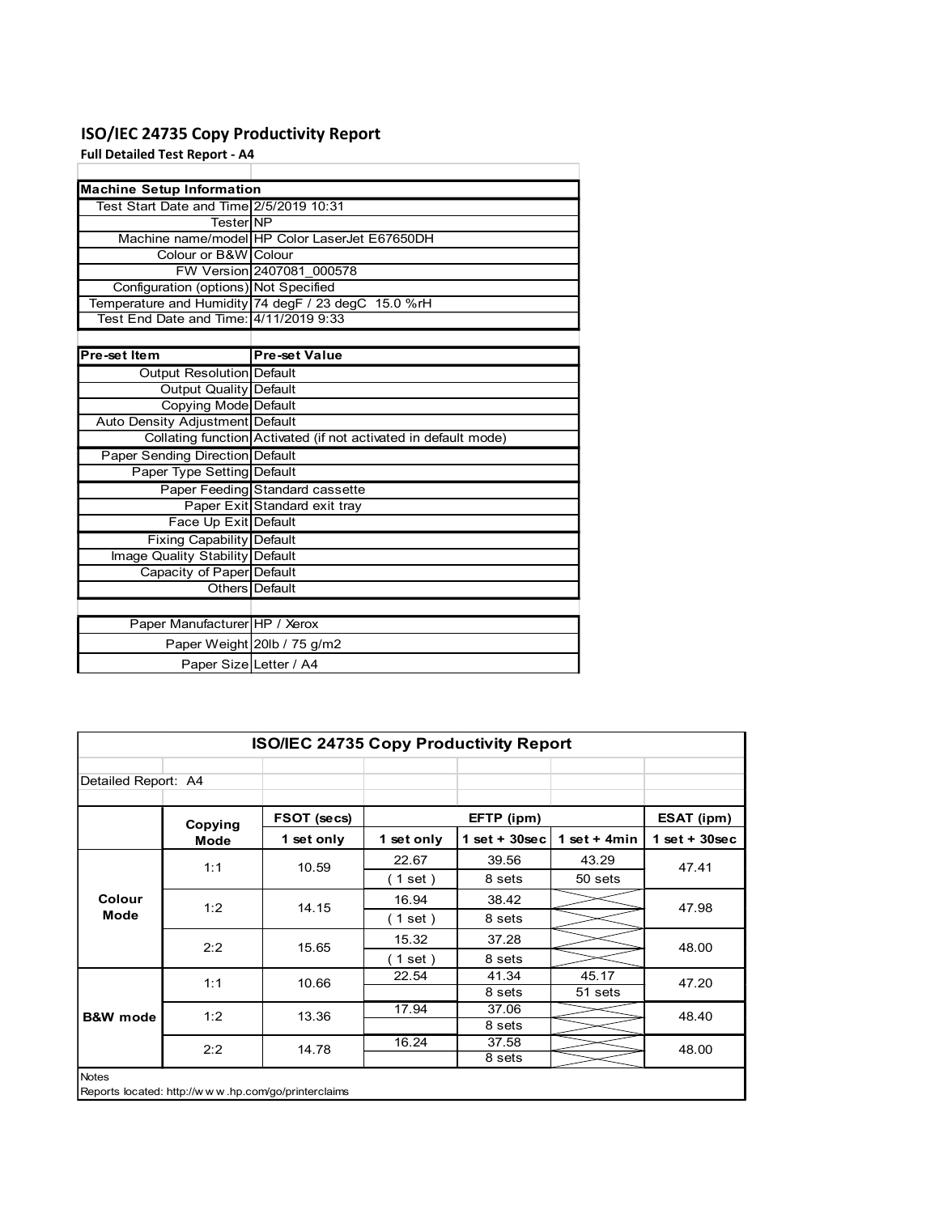# ISO/IEC 24735 Copy Productivity Report

**Full Detailed Test Report - A4**

| Machine Setup Information | |
|---|---|
| Test Start Date and Time | 2/5/2019 10:31 |
| Tester | NP |
| Machine name/model | HP Color LaserJet E67650DH |
| Colour or B&W | Colour |
| FW Version | 2407081_000578 |
| Configuration (options) | Not Specified |
| Temperature and Humidity | 74 degF / 23 degC 15.0 %rH |
| Test End Date and Time: | 4/11/2019 9:33 |

| Pre-set Item | Pre-set Value |
|---|---|
| Output Resolution | Default |
| Output Quality | Default |
| Copying Mode | Default |
| Auto Density Adjustment | Default |
| Collating function | Activated (if not activated in default mode) |
| Paper Sending Direction | Default |
| Paper Type Setting | Default |
| Paper Feeding | Standard cassette |
| Paper Exit | Standard exit tray |
| Face Up Exit | Default |
| Fixing Capability | Default |
| Image Quality Stability | Default |
| Capacity of Paper | Default |
| Others | Default |

| | |
|---|---|
| Paper Manufacturer | HP / Xerox |
| Paper Weight | 20lb / 75 g/m2 |
| Paper Size | Letter / A4 |

## ISO/IEC 24735 Copy Productivity Report

Detailed Report: A4

| | Copying Mode | FSOT (secs) | EFTP (ipm) | | | ESAT (ipm) |
|---|---|---|---|---|---|---|
| | | 1 set only | 1 set only | 1 set + 30sec | 1 set + 4min | 1 set + 30sec |
| Colour Mode | 1:1 | 10.59 | 22.67 ( 1 set ) | 39.56 8 sets | 43.29 50 sets | 47.41 |
| | 1:2 | 14.15 | 16.94 ( 1 set ) | 38.42 8 sets | | 47.98 |
| | 2:2 | 15.65 | 15.32 ( 1 set ) | 37.28 8 sets | | 48.00 |
| B&W mode | 1:1 | 10.66 | 22.54 | 41.34 8 sets | 45.17 51 sets | 47.20 |
| | 1:2 | 13.36 | 17.94 | 37.06 8 sets | | 48.40 |
| | 2:2 | 14.78 | 16.24 | 37.58 8 sets | | 48.00 |

Notes

Reports located: http://w w w .hp.com/go/printerclaims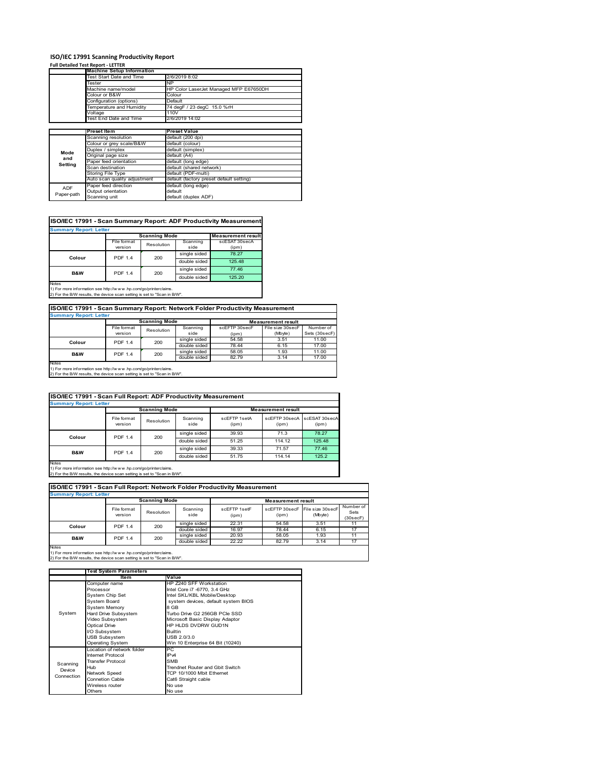# ISO/IEC 17991 Scanning Productivity Report

**Full Detailed Test Report - LETTER**

| | Machine Setup Information | |
|---|---|---|
| | Test Start Date and Time | 2/6/2019 8:02 |
| | Tester | NP |
| | Machine name/model | HP Color LaserJet Managed MFP E67650DH |
| | Colour or B&W | Colour |
| | Configuration (options) | Default |
| | Temperature and Humidity | 74 degF / 23 degC 15.0 %rH |
| | Voltage | 110V |
| | Test End Date and Time | 2/6/2019 14:02 |

| | Preset Item | Preset Value |
|---|---|---|
| Mode and Setting | Scanning resolution | default (200 dpi) |
| | Colour or grey scale/B&W | default (colour) |
| | Duplex / simplex | default (simplex) |
| | Original page size | default (A4) |
| | Paper feed orientation | default (long edge) |
| | Scan destination | default (shared network) |
| | Storing File Type | default (PDF-multi) |
| | Auto scan quality adjustment | default (factory preset default setting) |
| ADF Paper-path | Paper feed direction | default (long edge) |
| | Output orientation | default |
| | Scanning unit | default (duplex ADF) |

## ISO/IEC 17991 - Scan Summary Report: ADF Productivity Measurement

**Summary Report: Letter**

| | Scanning Mode | | | Measurement result |
|---|---|---|---|---|
| | File format version | Resolution | Scanning side | scESAT 30secA (ipm) |
| Colour | PDF 1.4 | 200 | single sided | 78.27 |
| | | | double sided | 125.48 |
| B&W | PDF 1.4 | 200 | single sided | 77.46 |
| | | | double sided | 125.20 |

Notes
1) For more information see http://www.hp.com/go/printerclaims.
2) For the B/W results, the device scan setting is set to "Scan in B/W".

## ISO/IEC 17991 - Scan Summary Report: Network Folder Productivity Measurement

**Summary Report: Letter**

| | Scanning Mode | | | Measurement result | | |
|---|---|---|---|---|---|---|
| | File format version | Resolution | Scanning side | scEFTP 30secF (ipm) | File size 30secF (Mbyte) | Number of Sets (30secF) |
| Colour | PDF 1.4 | 200 | single sided | 54.58 | 3.51 | 11.00 |
| | | | double sided | 78.44 | 6.15 | 17.00 |
| B&W | PDF 1.4 | 200 | single sided | 58.05 | 1.93 | 11.00 |
| | | | double sided | 82.79 | 3.14 | 17.00 |

Notes
1) For more information see http://www.hp.com/go/printerclaims.
2) For the B/W results, the device scan setting is set to "Scan in B/W".

## ISO/IEC 17991 - Scan Full Report: ADF Productivity Measurement

**Summary Report: Letter**

| | Scanning Mode | | | Measurement result | | |
|---|---|---|---|---|---|---|
| | File format version | Resolution | Scanning side | scEFTP 1setA (ipm) | scEFTP 30secA (ipm) | scESAT 30secA (ipm) |
| Colour | PDF 1.4 | 200 | single sided | 39.93 | 71.3 | 78.27 |
| | | | double sided | 51.25 | 114.12 | 125.48 |
| B&W | PDF 1.4 | 200 | single sided | 39.33 | 71.57 | 77.46 |
| | | | double sided | 51.75 | 114.14 | 125.2 |

Notes
1) For more information see http://www.hp.com/go/printerclaims.
2) For the B/W results, the device scan setting is set to "Scan in B/W".

## ISO/IEC 17991 - Scan Full Report: Network Folder Productivity Measurement

**Summary Report: Letter**

| | Scanning Mode | | | Measurement result | | | |
|---|---|---|---|---|---|---|---|
| | File format version | Resolution | Scanning side | scEFTP 1setF (ipm) | scEFTP 30secF (ipm) | File size 30secF (Mbyte) | Number of Sets (30secF) |
| Colour | PDF 1.4 | 200 | single sided | 22.31 | 54.58 | 3.51 | 11 |
| | | | double sided | 16.97 | 78.44 | 6.15 | 17 |
| B&W | PDF 1.4 | 200 | single sided | 20.93 | 58.05 | 1.93 | 11 |
| | | | double sided | 22.22 | 82.79 | 3.14 | 17 |

Notes
1) For more information see http://www.hp.com/go/printerclaims.
2) For the B/W results, the device scan setting is set to "Scan in B/W".

| | Test System Parameters | |
|---|---|---|
| | Item | Value |
| System | Computer name | HP Z240 SFF Workstation |
| | Processor | Intel Core i7 -6770, 3.4 GHz |
| | System Chip Set | Intel SKL/KBL Mobile/Desktop |
| | System Board | system devices, default system BIOS |
| | System Memory | 8 GB |
| | Hard Drive Subsystem | Turbo Drive G2 256GB PCIe SSD |
| | Video Subsystem | Microsoft Basic Display Adaptor |
| | Optical Drive | HP HLDS DVDRW GUD1N |
| | I/O Subsystem | Builtin |
| | USB Subsystem | USB 2.0/3.0 |
| | Operating System | Win 10 Enterprise 64 Bit (10240) |
| Scanning Device Connection | Location of network folder | PC |
| | Internet Protocol | IPv4 |
| | Transfer Protocol | SMB |
| | Hub | Trendnet Router and Gbit Switch |
| | Network Speed | TCP 10/1000 Mbit Ethernet |
| | Connetion Cable | Cat6 Straight cable |
| | Wireless router | No use |
| | Others | No use |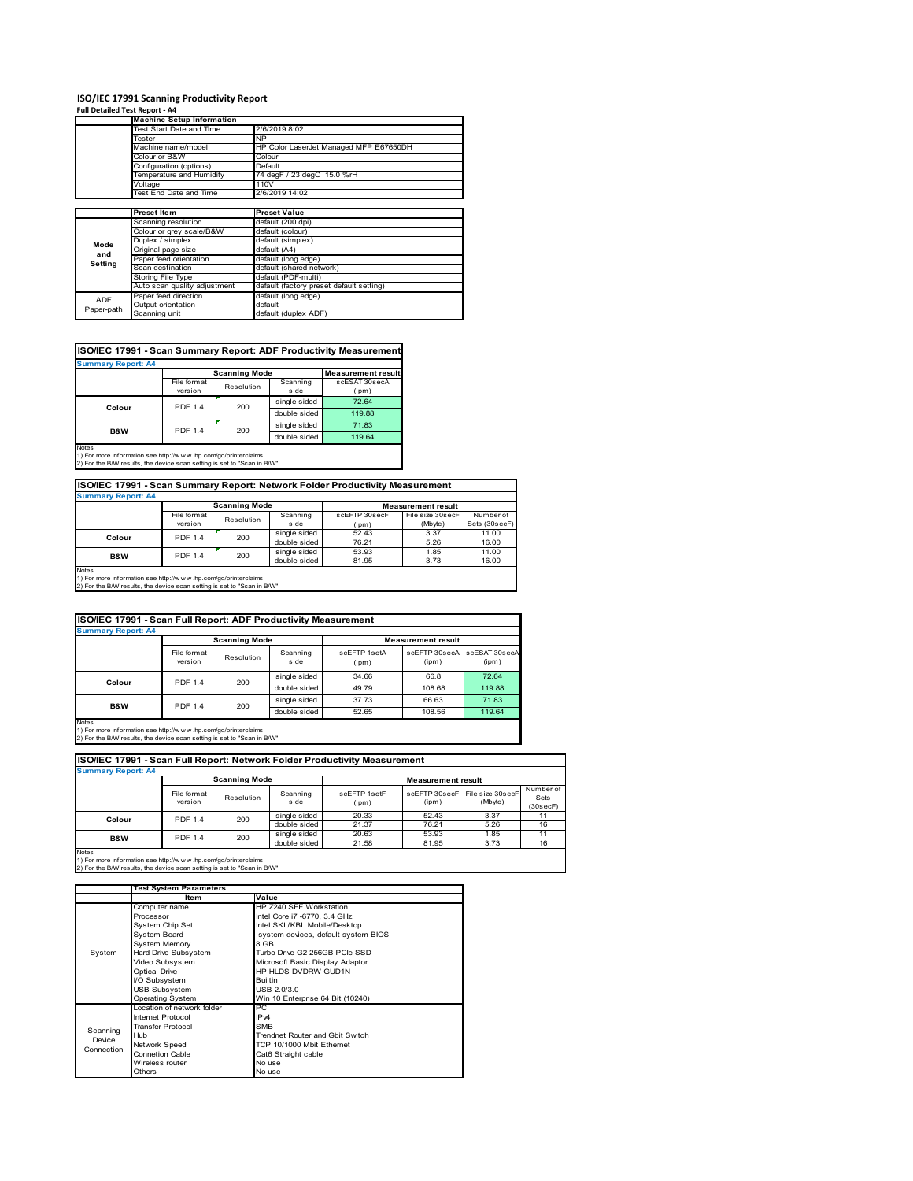# ISO/IEC 17991 Scanning Productivity Report

**Full Detailed Test Report - A4**

| | Machine Setup Information | |
|---|---|---|
| | Test Start Date and Time | 2/6/2019 8:02 |
| | Tester | NP |
| | Machine name/model | HP Color LaserJet Managed MFP E67650DH |
| | Colour or B&W | Colour |
| | Configuration (options) | Default |
| | Temperature and Humidity | 74 degF / 23 degC 15.0 %rH |
| | Voltage | 110V |
| | Test End Date and Time | 2/6/2019 14:02 |

| | Preset Item | Preset Value |
|---|---|---|
| Mode and Setting | Scanning resolution | default (200 dpi) |
| | Colour or grey scale/B&W | default (colour) |
| | Duplex / simplex | default (simplex) |
| | Original page size | default (A4) |
| | Paper feed orientation | default (long edge) |
| | Scan destination | default (shared network) |
| | Storing File Type | default (PDF-multi) |
| | Auto scan quality adjustment | default (factory preset default setting) |
| ADF Paper-path | Paper feed direction | default (long edge) |
| | Output orientation | default |
| | Scanning unit | default (duplex ADF) |

## ISO/IEC 17991 - Scan Summary Report: ADF Productivity Measurement

**Summary Report: A4**

| | Scanning Mode | | | Measurement result |
|---|---|---|---|---|
| | File format version | Resolution | Scanning side | scESAT 30secA (ipm) |
| Colour | PDF 1.4 | 200 | single sided | 72.64 |
| | | | double sided | 119.88 |
| B&W | PDF 1.4 | 200 | single sided | 71.83 |
| | | | double sided | 119.64 |

Notes
1) For more information see http://www.hp.com/go/printerclaims.
2) For the B/W results, the device scan setting is set to "Scan in B/W".

## ISO/IEC 17991 - Scan Summary Report: Network Folder Productivity Measurement

**Summary Report: A4**

| | Scanning Mode | | | Measurement result | | |
|---|---|---|---|---|---|---|
| | File format version | Resolution | Scanning side | scEFTP 30secF (ipm) | File size 30secF (Mbyte) | Number of Sets (30secF) |
| Colour | PDF 1.4 | 200 | single sided | 52.43 | 3.37 | 11.00 |
| | | | double sided | 76.21 | 5.26 | 16.00 |
| B&W | PDF 1.4 | 200 | single sided | 53.93 | 1.85 | 11.00 |
| | | | double sided | 81.95 | 3.73 | 16.00 |

Notes
1) For more information see http://www.hp.com/go/printerclaims.
2) For the B/W results, the device scan setting is set to "Scan in B/W".

## ISO/IEC 17991 - Scan Full Report: ADF Productivity Measurement

**Summary Report: A4**

| | Scanning Mode | | | Measurement result | | |
|---|---|---|---|---|---|---|
| | File format version | Resolution | Scanning side | scEFTP 1setA (ipm) | scEFTP 30secA (ipm) | scESAT 30secA (ipm) |
| Colour | PDF 1.4 | 200 | single sided | 34.66 | 66.8 | 72.64 |
| | | | double sided | 49.79 | 108.68 | 119.88 |
| B&W | PDF 1.4 | 200 | single sided | 37.73 | 66.63 | 71.83 |
| | | | double sided | 52.65 | 108.56 | 119.64 |

Notes
1) For more information see http://www.hp.com/go/printerclaims.
2) For the B/W results, the device scan setting is set to "Scan in B/W".

## ISO/IEC 17991 - Scan Full Report: Network Folder Productivity Measurement

**Summary Report: A4**

| | Scanning Mode | | | Measurement result | | | |
|---|---|---|---|---|---|---|---|
| | File format version | Resolution | Scanning side | scEFTP 1setF (ipm) | scEFTP 30secF (ipm) | File size 30secF (Mbyte) | Number of Sets (30secF) |
| Colour | PDF 1.4 | 200 | single sided | 20.33 | 52.43 | 3.37 | 11 |
| | | | double sided | 21.37 | 76.21 | 5.26 | 16 |
| B&W | PDF 1.4 | 200 | single sided | 20.63 | 53.93 | 1.85 | 11 |
| | | | double sided | 21.58 | 81.95 | 3.73 | 16 |

Notes
1) For more information see http://www.hp.com/go/printerclaims.
2) For the B/W results, the device scan setting is set to "Scan in B/W".

| | Test System Parameters | |
|---|---|---|
| | Item | Value |
| System | Computer name | HP Z240 SFF Workstation |
| | Processor | Intel Core i7 -6770, 3.4 GHz |
| | System Chip Set | Intel SKL/KBL Mobile/Desktop |
| | System Board | system devices, default system BIOS |
| | System Memory | 8 GB |
| | Hard Drive Subsystem | Turbo Drive G2 256GB PCIe SSD |
| | Video Subsystem | Microsoft Basic Display Adaptor |
| | Optical Drive | HP HLDS DVDRW GUD1N |
| | I/O Subsystem | Builtin |
| | USB Subsystem | USB 2.0/3.0 |
| | Operating System | Win 10 Enterprise 64 Bit (10240) |
| Scanning Device Connection | Location of network folder | PC |
| | Internet Protocol | IPv4 |
| | Transfer Protocol | SMB |
| | Hub | Trendnet Router and Gbit Switch |
| | Network Speed | TCP 10/1000 Mbit Ethernet |
| | Connetion Cable | Cat6 Straight cable |
| | Wireless router | No use |
| | Others | No use |